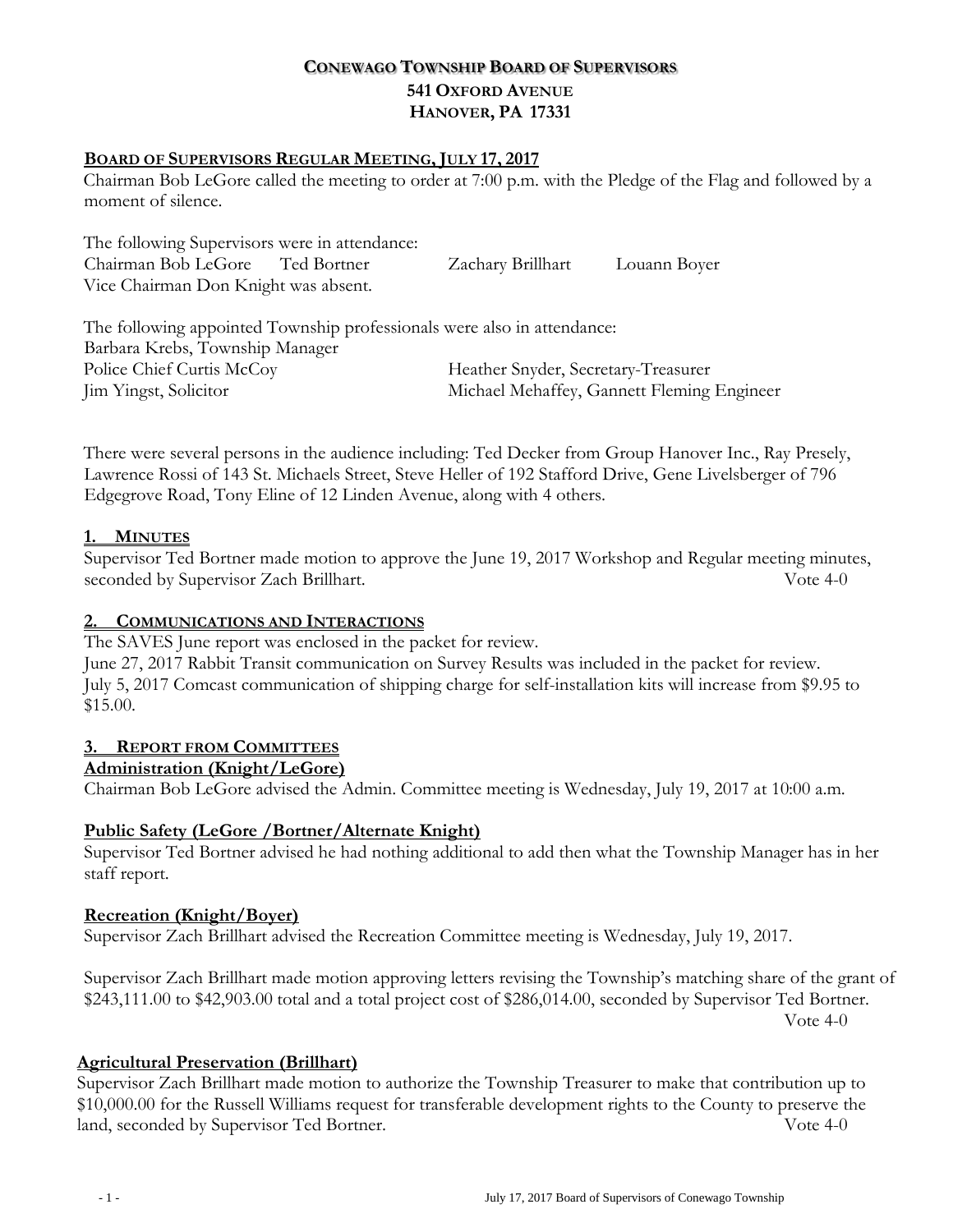# CONEWAGO TOWNSHIP BOARD OF SUPERVISORS
## 541 OXFORD AVENUE
## HANOVER, PA 17331

**BOARD OF SUPERVISORS REGULAR MEETING, JULY 17, 2017**

Chairman Bob LeGore called the meeting to order at 7:00 p.m. with the Pledge of the Flag and followed by a moment of silence.

The following Supervisors were in attendance:
Chairman Bob LeGore  Ted Bortner  Zachary Brillhart  Louann Boyer
Vice Chairman Don Knight was absent.

The following appointed Township professionals were also in attendance:
Barbara Krebs, Township Manager
Police Chief Curtis McCoy  Heather Snyder, Secretary-Treasurer
Jim Yingst, Solicitor  Michael Mehaffey, Gannett Fleming Engineer

There were several persons in the audience including: Ted Decker from Group Hanover Inc., Ray Presely, Lawrence Rossi of 143 St. Michaels Street, Steve Heller of 192 Stafford Drive, Gene Livelsberger of 796 Edgegrove Road, Tony Eline of 12 Linden Avenue, along with 4 others.

### 1. MINUTES

Supervisor Ted Bortner made motion to approve the June 19, 2017 Workshop and Regular meeting minutes, seconded by Supervisor Zach Brillhart. Vote 4-0

### 2. COMMUNICATIONS AND INTERACTIONS

The SAVES June report was enclosed in the packet for review.
June 27, 2017 Rabbit Transit communication on Survey Results was included in the packet for review.
July 5, 2017 Comcast communication of shipping charge for self-installation kits will increase from $9.95 to $15.00.

### 3. REPORT FROM COMMITTEES

**Administration (Knight/LeGore)**

Chairman Bob LeGore advised the Admin. Committee meeting is Wednesday, July 19, 2017 at 10:00 a.m.

**Public Safety (LeGore /Bortner/Alternate Knight)**

Supervisor Ted Bortner advised he had nothing additional to add then what the Township Manager has in her staff report.

**Recreation (Knight/Boyer)**

Supervisor Zach Brillhart advised the Recreation Committee meeting is Wednesday, July 19, 2017.

Supervisor Zach Brillhart made motion approving letters revising the Township's matching share of the grant of $243,111.00 to $42,903.00 total and a total project cost of $286,014.00, seconded by Supervisor Ted Bortner. Vote 4-0

**Agricultural Preservation (Brillhart)**

Supervisor Zach Brillhart made motion to authorize the Township Treasurer to make that contribution up to $10,000.00 for the Russell Williams request for transferable development rights to the County to preserve the land, seconded by Supervisor Ted Bortner. Vote 4-0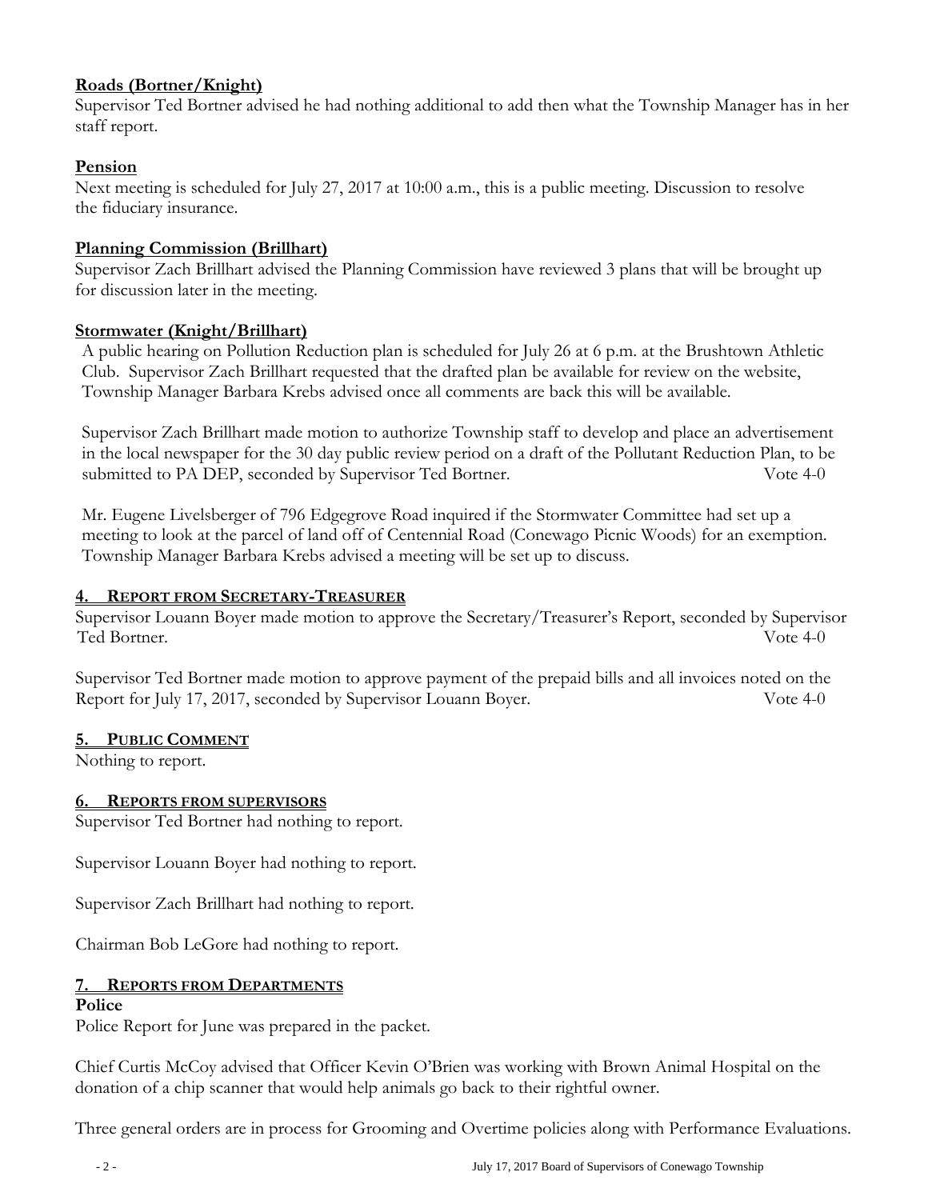**Roads (Bortner/Knight)**

Supervisor Ted Bortner advised he had nothing additional to add then what the Township Manager has in her staff report.

**Pension**

Next meeting is scheduled for July 27, 2017 at 10:00 a.m., this is a public meeting. Discussion to resolve the fiduciary insurance.

**Planning Commission (Brillhart)**

Supervisor Zach Brillhart advised the Planning Commission have reviewed 3 plans that will be brought up for discussion later in the meeting.

**Stormwater (Knight/Brillhart)**

A public hearing on Pollution Reduction plan is scheduled for July 26 at 6 p.m. at the Brushtown Athletic Club. Supervisor Zach Brillhart requested that the drafted plan be available for review on the website, Township Manager Barbara Krebs advised once all comments are back this will be available.

Supervisor Zach Brillhart made motion to authorize Township staff to develop and place an advertisement in the local newspaper for the 30 day public review period on a draft of the Pollutant Reduction Plan, to be submitted to PA DEP, seconded by Supervisor Ted Bortner. Vote 4-0

Mr. Eugene Livelsberger of 796 Edgegrove Road inquired if the Stormwater Committee had set up a meeting to look at the parcel of land off of Centennial Road (Conewago Picnic Woods) for an exemption. Township Manager Barbara Krebs advised a meeting will be set up to discuss.

## 4. REPORT FROM SECRETARY-TREASURER

Supervisor Louann Boyer made motion to approve the Secretary/Treasurer's Report, seconded by Supervisor Ted Bortner. Vote 4-0

Supervisor Ted Bortner made motion to approve payment of the prepaid bills and all invoices noted on the Report for July 17, 2017, seconded by Supervisor Louann Boyer. Vote 4-0

## 5. PUBLIC COMMENT

Nothing to report.

## 6. REPORTS FROM SUPERVISORS

Supervisor Ted Bortner had nothing to report.

Supervisor Louann Boyer had nothing to report.

Supervisor Zach Brillhart had nothing to report.

Chairman Bob LeGore had nothing to report.

## 7. REPORTS FROM DEPARTMENTS

**Police**

Police Report for June was prepared in the packet.

Chief Curtis McCoy advised that Officer Kevin O'Brien was working with Brown Animal Hospital on the donation of a chip scanner that would help animals go back to their rightful owner.

Three general orders are in process for Grooming and Overtime policies along with Performance Evaluations.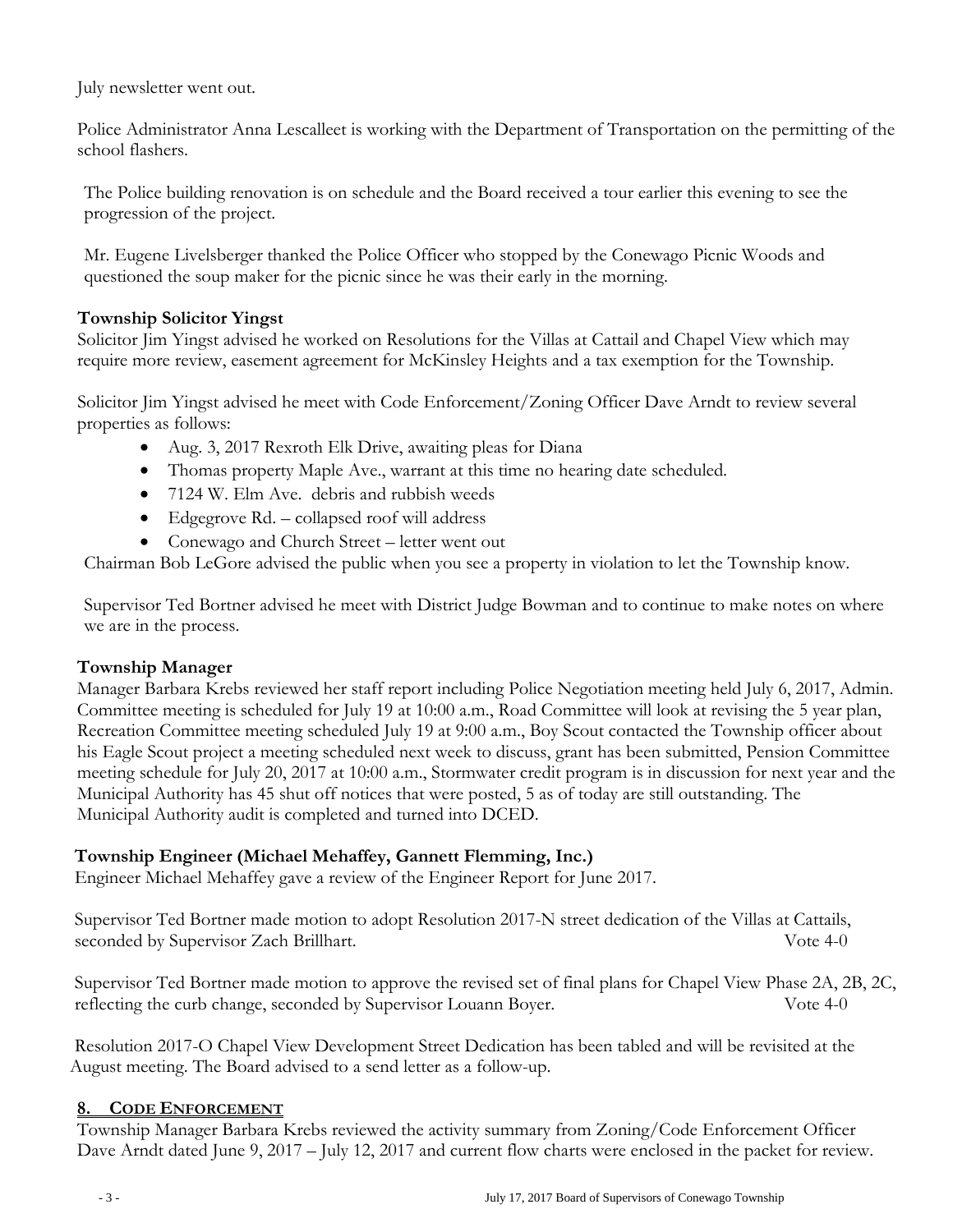July newsletter went out.

Police Administrator Anna Lescalleet is working with the Department of Transportation on the permitting of the school flashers.

The Police building renovation is on schedule and the Board received a tour earlier this evening to see the progression of the project.

Mr. Eugene Livelsberger thanked the Police Officer who stopped by the Conewago Picnic Woods and questioned the soup maker for the picnic since he was their early in the morning.

**Township Solicitor Yingst**

Solicitor Jim Yingst advised he worked on Resolutions for the Villas at Cattail and Chapel View which may require more review, easement agreement for McKinsley Heights and a tax exemption for the Township.

Solicitor Jim Yingst advised he meet with Code Enforcement/Zoning Officer Dave Arndt to review several properties as follows:

- Aug. 3, 2017 Rexroth Elk Drive, awaiting pleas for Diana
- Thomas property Maple Ave., warrant at this time no hearing date scheduled.
- 7124 W. Elm Ave. debris and rubbish weeds
- Edgegrove Rd. – collapsed roof will address
- Conewago and Church Street – letter went out

Chairman Bob LeGore advised the public when you see a property in violation to let the Township know.

Supervisor Ted Bortner advised he meet with District Judge Bowman and to continue to make notes on where we are in the process.

**Township Manager**

Manager Barbara Krebs reviewed her staff report including Police Negotiation meeting held July 6, 2017, Admin. Committee meeting is scheduled for July 19 at 10:00 a.m., Road Committee will look at revising the 5 year plan, Recreation Committee meeting scheduled July 19 at 9:00 a.m., Boy Scout contacted the Township officer about his Eagle Scout project a meeting scheduled next week to discuss, grant has been submitted, Pension Committee meeting schedule for July 20, 2017 at 10:00 a.m., Stormwater credit program is in discussion for next year and the Municipal Authority has 45 shut off notices that were posted, 5 as of today are still outstanding. The Municipal Authority audit is completed and turned into DCED.

**Township Engineer (Michael Mehaffey, Gannett Flemming, Inc.)**

Engineer Michael Mehaffey gave a review of the Engineer Report for June 2017.

Supervisor Ted Bortner made motion to adopt Resolution 2017-N street dedication of the Villas at Cattails, seconded by Supervisor Zach Brillhart. Vote 4-0

Supervisor Ted Bortner made motion to approve the revised set of final plans for Chapel View Phase 2A, 2B, 2C, reflecting the curb change, seconded by Supervisor Louann Boyer. Vote 4-0

Resolution 2017-O Chapel View Development Street Dedication has been tabled and will be revisited at the August meeting. The Board advised to a send letter as a follow-up.

## 8. CODE ENFORCEMENT

Township Manager Barbara Krebs reviewed the activity summary from Zoning/Code Enforcement Officer Dave Arndt dated June 9, 2017 – July 12, 2017 and current flow charts were enclosed in the packet for review.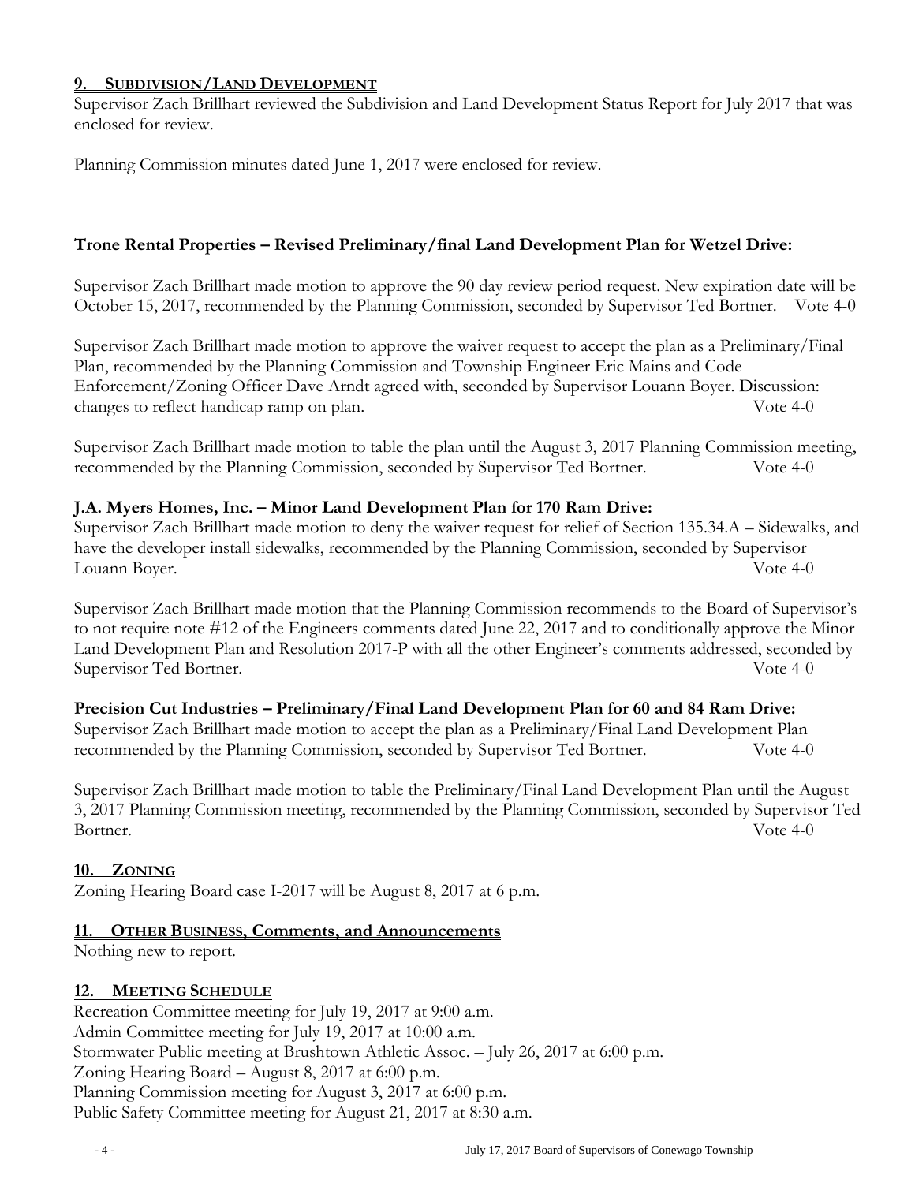## 9. SUBDIVISION/LAND DEVELOPMENT

Supervisor Zach Brillhart reviewed the Subdivision and Land Development Status Report for July 2017 that was enclosed for review.

Planning Commission minutes dated June 1, 2017 were enclosed for review.

**Trone Rental Properties – Revised Preliminary/final Land Development Plan for Wetzel Drive:**

Supervisor Zach Brillhart made motion to approve the 90 day review period request. New expiration date will be October 15, 2017, recommended by the Planning Commission, seconded by Supervisor Ted Bortner. Vote 4-0

Supervisor Zach Brillhart made motion to approve the waiver request to accept the plan as a Preliminary/Final Plan, recommended by the Planning Commission and Township Engineer Eric Mains and Code Enforcement/Zoning Officer Dave Arndt agreed with, seconded by Supervisor Louann Boyer. Discussion: changes to reflect handicap ramp on plan. Vote 4-0

Supervisor Zach Brillhart made motion to table the plan until the August 3, 2017 Planning Commission meeting, recommended by the Planning Commission, seconded by Supervisor Ted Bortner. Vote 4-0

**J.A. Myers Homes, Inc. – Minor Land Development Plan for 170 Ram Drive:**

Supervisor Zach Brillhart made motion to deny the waiver request for relief of Section 135.34.A – Sidewalks, and have the developer install sidewalks, recommended by the Planning Commission, seconded by Supervisor Louann Boyer. Vote 4-0

Supervisor Zach Brillhart made motion that the Planning Commission recommends to the Board of Supervisor's to not require note #12 of the Engineers comments dated June 22, 2017 and to conditionally approve the Minor Land Development Plan and Resolution 2017-P with all the other Engineer's comments addressed, seconded by Supervisor Ted Bortner. Vote 4-0

**Precision Cut Industries – Preliminary/Final Land Development Plan for 60 and 84 Ram Drive:**

Supervisor Zach Brillhart made motion to accept the plan as a Preliminary/Final Land Development Plan recommended by the Planning Commission, seconded by Supervisor Ted Bortner. Vote 4-0

Supervisor Zach Brillhart made motion to table the Preliminary/Final Land Development Plan until the August 3, 2017 Planning Commission meeting, recommended by the Planning Commission, seconded by Supervisor Ted Bortner. Vote 4-0

## 10. ZONING

Zoning Hearing Board case I-2017 will be August 8, 2017 at 6 p.m.

## 11. OTHER BUSINESS, Comments, and Announcements

Nothing new to report.

## 12. MEETING SCHEDULE

Recreation Committee meeting for July 19, 2017 at 9:00 a.m.
Admin Committee meeting for July 19, 2017 at 10:00 a.m.
Stormwater Public meeting at Brushtown Athletic Assoc. – July 26, 2017 at 6:00 p.m.
Zoning Hearing Board – August 8, 2017 at 6:00 p.m.
Planning Commission meeting for August 3, 2017 at 6:00 p.m.
Public Safety Committee meeting for August 21, 2017 at 8:30 a.m.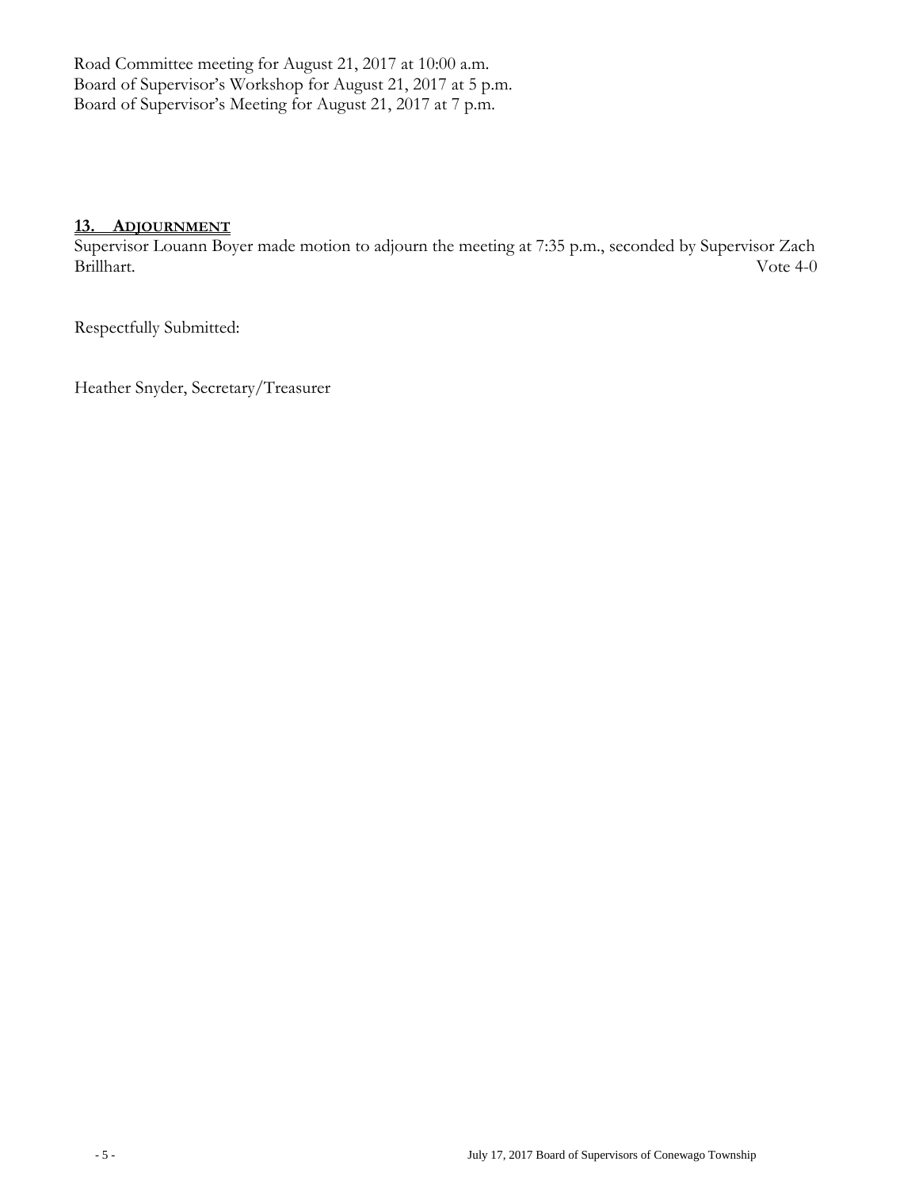Road Committee meeting for August 21, 2017 at 10:00 a.m.
Board of Supervisor's Workshop for August 21, 2017 at 5 p.m.
Board of Supervisor's Meeting for August 21, 2017 at 7 p.m.

## 13. ADJOURNMENT

Supervisor Louann Boyer made motion to adjourn the meeting at 7:35 p.m., seconded by Supervisor Zach Brillhart. Vote 4-0

Respectfully Submitted:

Heather Snyder, Secretary/Treasurer